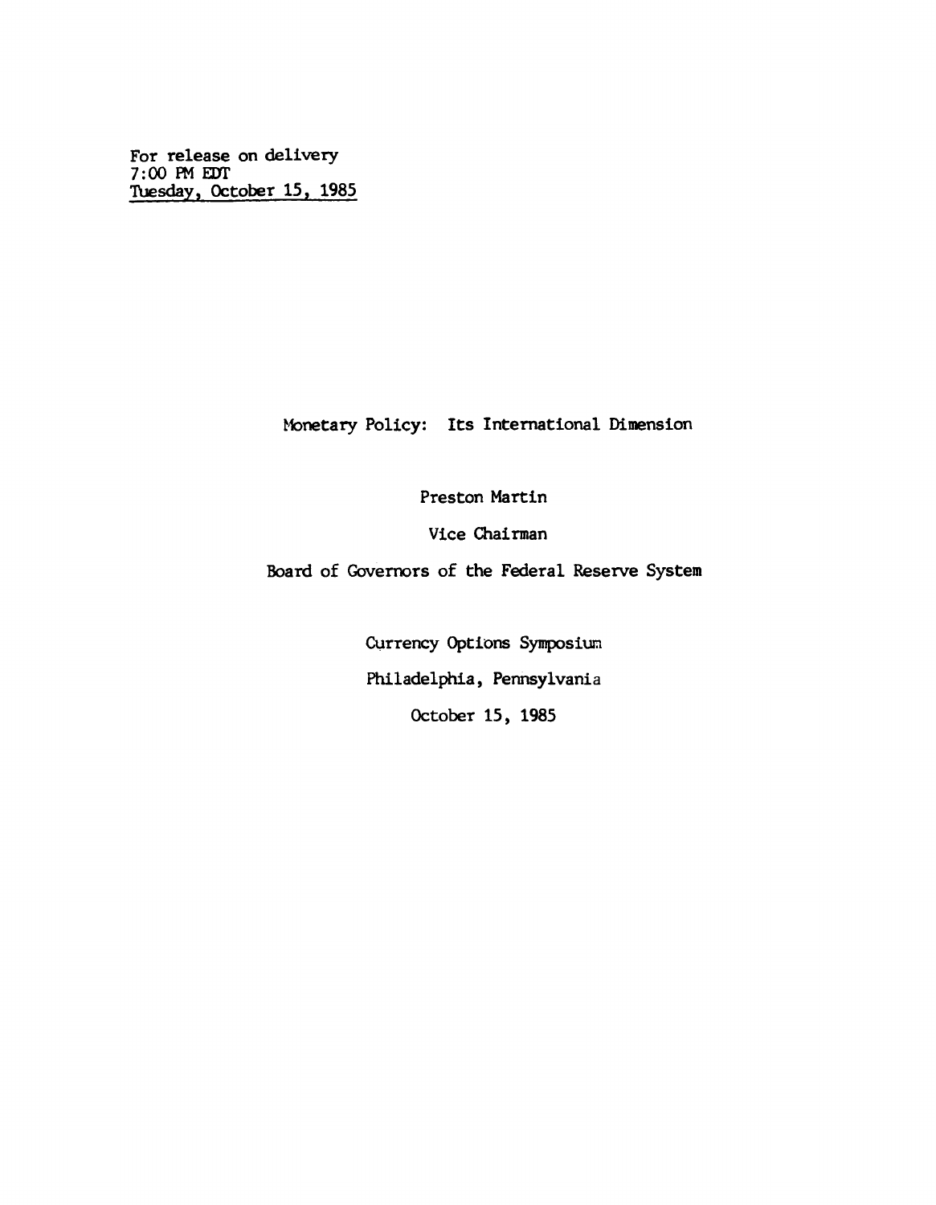For release on delivery
7:00 PM EDT
Tuesday, October 15, 1985

# Monetary Policy: Its International Dimension

Preston Martin

Vice Chairman

Board of Governors of the Federal Reserve System

Currency Options Symposium

Philadelphia, Pennsylvania

October 15, 1985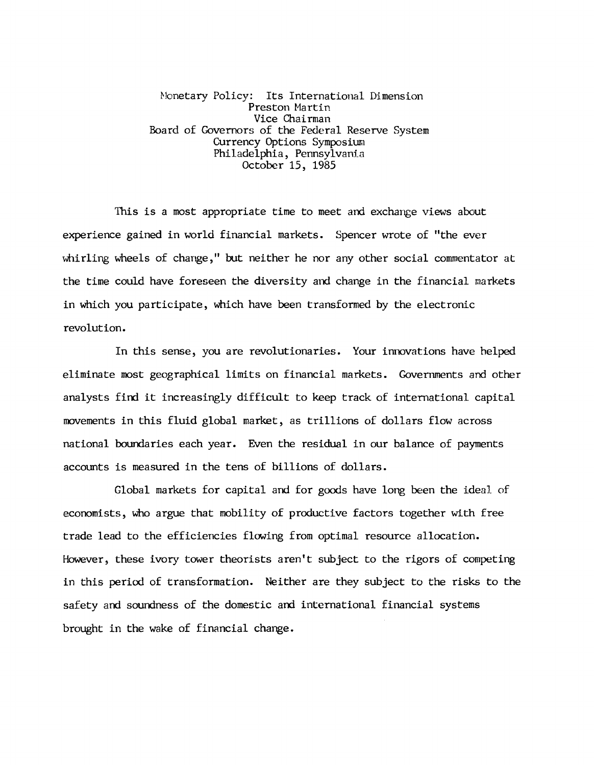Monetary Policy: Its International Dimension
Preston Martin
Vice Chairman
Board of Governors of the Federal Reserve System
Currency Options Symposium
Philadelphia, Pennsylvania
October 15, 1985

This is a most appropriate time to meet and exchange views about experience gained in world financial markets. Spencer wrote of "the ever whirling wheels of change," but neither he nor any other social commentator at the time could have foreseen the diversity and change in the financial markets in which you participate, which have been transformed by the electronic revolution.

In this sense, you are revolutionaries. Your innovations have helped eliminate most geographical limits on financial markets. Governments and other analysts find it increasingly difficult to keep track of international capital movements in this fluid global market, as trillions of dollars flow across national boundaries each year. Even the residual in our balance of payments accounts is measured in the tens of billions of dollars.

Global markets for capital and for goods have long been the ideal of economists, who argue that mobility of productive factors together with free trade lead to the efficiencies flowing from optimal resource allocation. However, these ivory tower theorists aren't subject to the rigors of competing in this period of transformation. Neither are they subject to the risks to the safety and soundness of the domestic and international financial systems brought in the wake of financial change.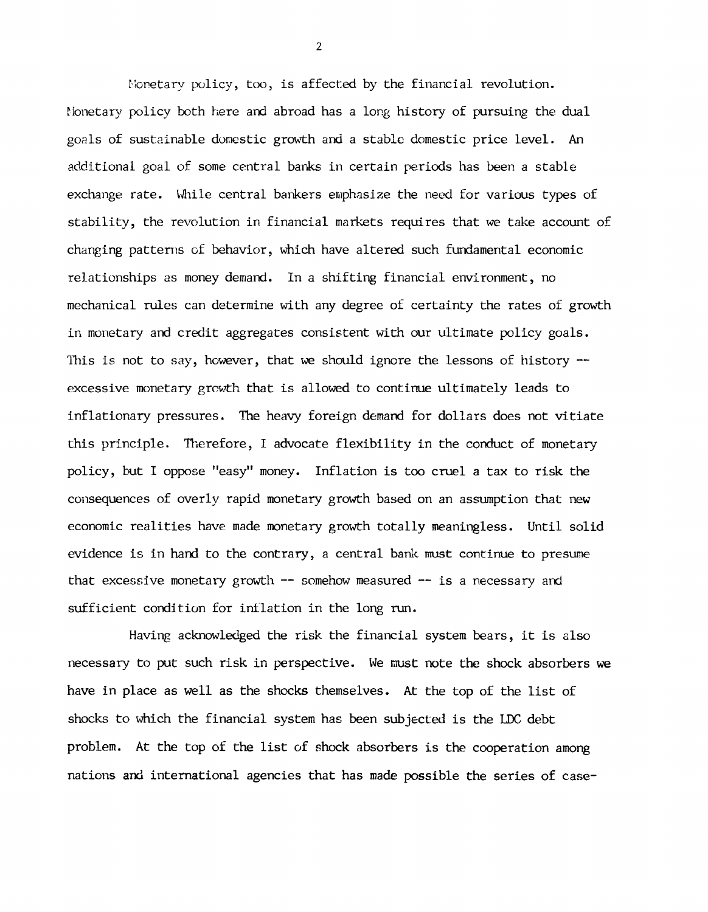Monetary policy, too, is affected by the financial revolution. Monetary policy both here and abroad has a long history of pursuing the dual goals of sustainable domestic growth and a stable domestic price level. An additional goal of some central banks in certain periods has been a stable exchange rate. While central bankers emphasize the need for various types of stability, the revolution in financial markets requires that we take account of changing patterns of behavior, which have altered such fundamental economic relationships as money demand. In a shifting financial environment, no mechanical rules can determine with any degree of certainty the rates of growth in monetary and credit aggregates consistent with our ultimate policy goals. This is not to say, however, that we should ignore the lessons of history -- excessive monetary growth that is allowed to continue ultimately leads to inflationary pressures. The heavy foreign demand for dollars does not vitiate this principle. Therefore, I advocate flexibility in the conduct of monetary policy, but I oppose "easy" money. Inflation is too cruel a tax to risk the consequences of overly rapid monetary growth based on an assumption that new economic realities have made monetary growth totally meaningless. Until solid evidence is in hand to the contrary, a central bank must continue to presume that excessive monetary growth -- somehow measured -- is a necessary and sufficient condition for inflation in the long run.

Having acknowledged the risk the financial system bears, it is also necessary to put such risk in perspective. We must note the shock absorbers we have in place as well as the shocks themselves. At the top of the list of shocks to which the financial system has been subjected is the LDC debt problem. At the top of the list of shock absorbers is the cooperation among nations and international agencies that has made possible the series of case-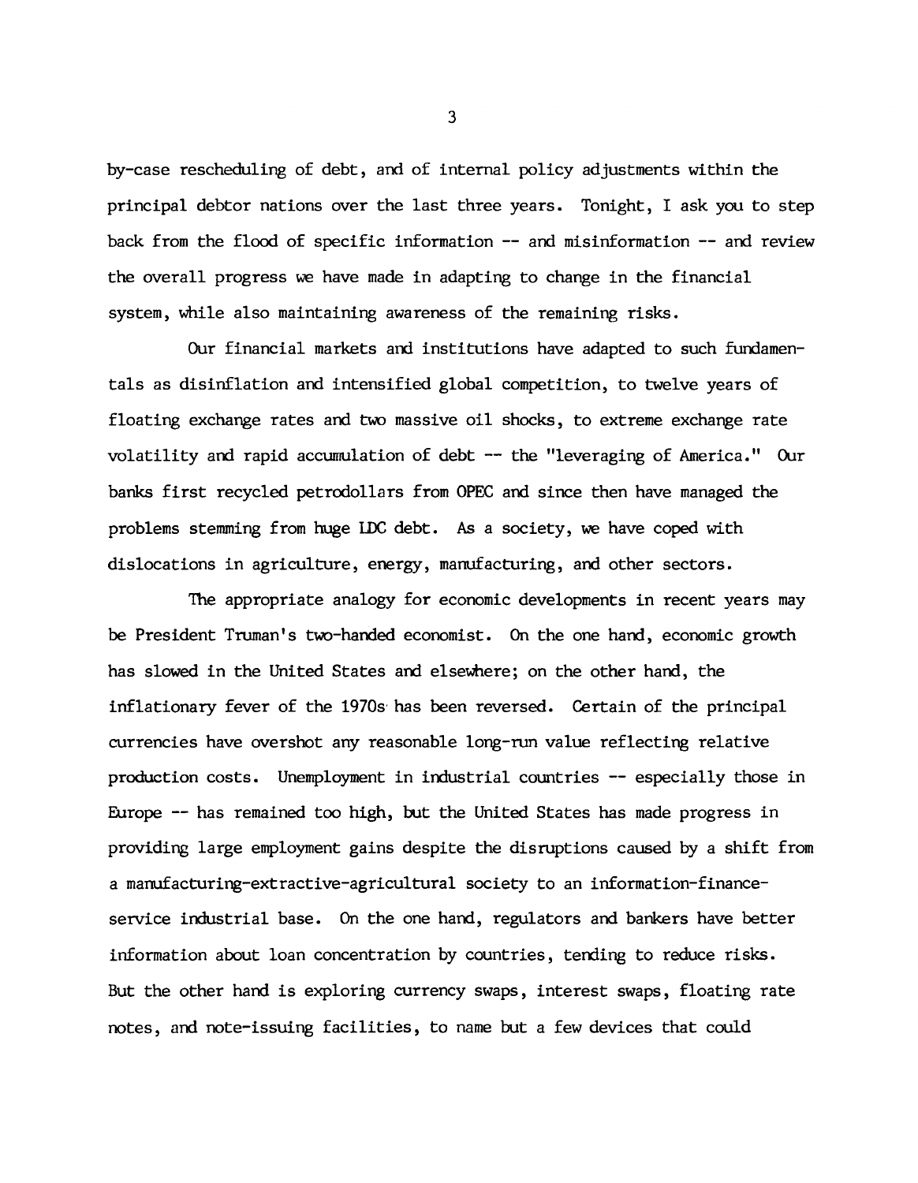by-case rescheduling of debt, and of internal policy adjustments within the principal debtor nations over the last three years. Tonight, I ask you to step back from the flood of specific information -- and misinformation -- and review the overall progress we have made in adapting to change in the financial system, while also maintaining awareness of the remaining risks.

Our financial markets and institutions have adapted to such fundamentals as disinflation and intensified global competition, to twelve years of floating exchange rates and two massive oil shocks, to extreme exchange rate volatility and rapid accumulation of debt -- the "leveraging of America." Our banks first recycled petrodollars from OPEC and since then have managed the problems stemming from huge LDC debt. As a society, we have coped with dislocations in agriculture, energy, manufacturing, and other sectors.

The appropriate analogy for economic developments in recent years may be President Truman's two-handed economist. On the one hand, economic growth has slowed in the United States and elsewhere; on the other hand, the inflationary fever of the 1970s has been reversed. Certain of the principal currencies have overshot any reasonable long-run value reflecting relative production costs. Unemployment in industrial countries -- especially those in Europe -- has remained too high, but the United States has made progress in providing large employment gains despite the disruptions caused by a shift from a manufacturing-extractive-agricultural society to an information-finance-service industrial base. On the one hand, regulators and bankers have better information about loan concentration by countries, tending to reduce risks. But the other hand is exploring currency swaps, interest swaps, floating rate notes, and note-issuing facilities, to name but a few devices that could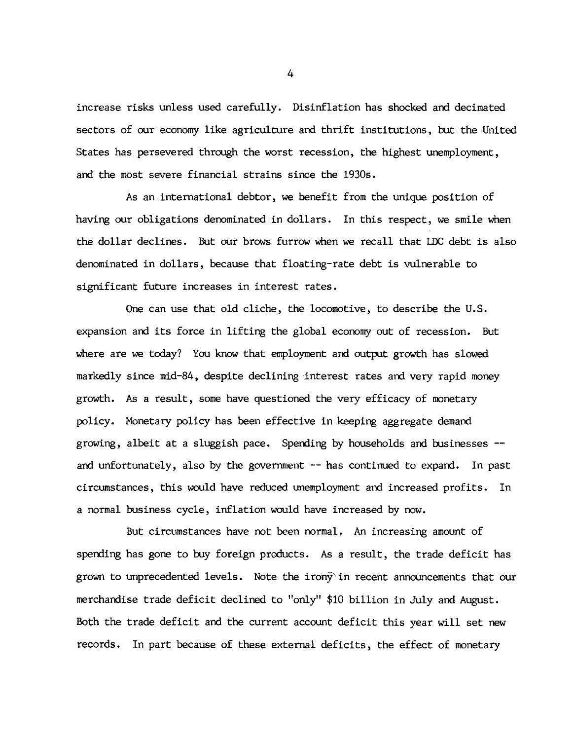increase risks unless used carefully. Disinflation has shocked and decimated sectors of our economy like agriculture and thrift institutions, but the United States has persevered through the worst recession, the highest unemployment, and the most severe financial strains since the 1930s.

As an international debtor, we benefit from the unique position of having our obligations denominated in dollars. In this respect, we smile when the dollar declines. But our brows furrow when we recall that LDC debt is also denominated in dollars, because that floating-rate debt is vulnerable to significant future increases in interest rates.

One can use that old cliche, the locomotive, to describe the U.S. expansion and its force in lifting the global economy out of recession. But where are we today? You know that employment and output growth has slowed markedly since mid-84, despite declining interest rates and very rapid money growth. As a result, some have questioned the very efficacy of monetary policy. Monetary policy has been effective in keeping aggregate demand growing, albeit at a sluggish pace. Spending by households and businesses -- and unfortunately, also by the government -- has continued to expand. In past circumstances, this would have reduced unemployment and increased profits. In a normal business cycle, inflation would have increased by now.

But circumstances have not been normal. An increasing amount of spending has gone to buy foreign products. As a result, the trade deficit has grown to unprecedented levels. Note the irony in recent announcements that our merchandise trade deficit declined to "only" $10 billion in July and August. Both the trade deficit and the current account deficit this year will set new records. In part because of these external deficits, the effect of monetary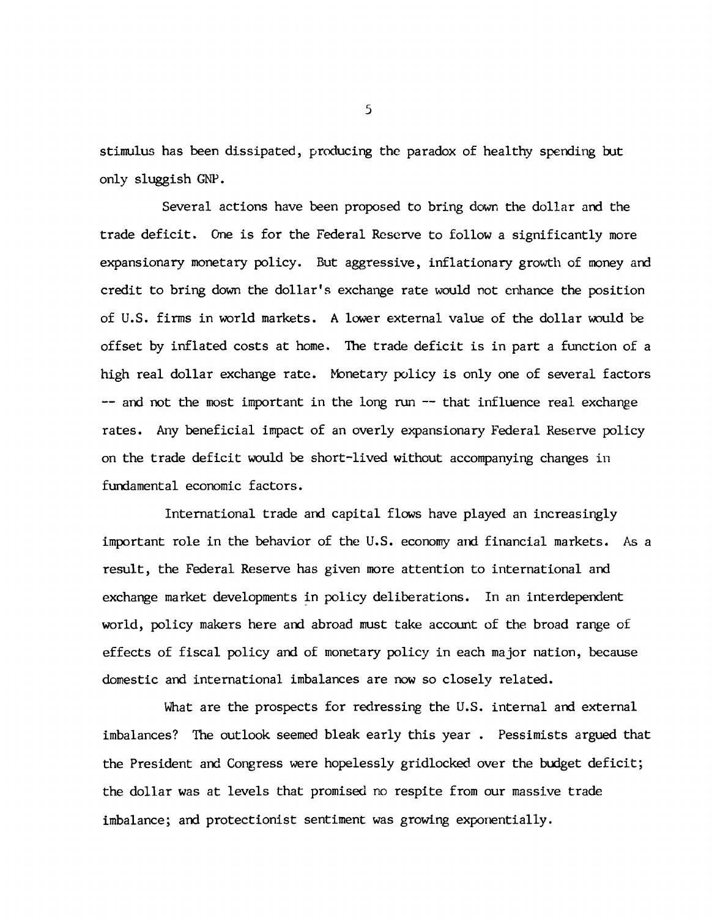stimulus has been dissipated, producing the paradox of healthy spending but only sluggish GNP.

Several actions have been proposed to bring down the dollar and the trade deficit. One is for the Federal Reserve to follow a significantly more expansionary monetary policy. But aggressive, inflationary growth of money and credit to bring down the dollar's exchange rate would not enhance the position of U.S. firms in world markets. A lower external value of the dollar would be offset by inflated costs at home. The trade deficit is in part a function of a high real dollar exchange rate. Monetary policy is only one of several factors -- and not the most important in the long run -- that influence real exchange rates. Any beneficial impact of an overly expansionary Federal Reserve policy on the trade deficit would be short-lived without accompanying changes in fundamental economic factors.

International trade and capital flows have played an increasingly important role in the behavior of the U.S. economy and financial markets. As a result, the Federal Reserve has given more attention to international and exchange market developments in policy deliberations. In an interdependent world, policy makers here and abroad must take account of the broad range of effects of fiscal policy and of monetary policy in each major nation, because domestic and international imbalances are now so closely related.

What are the prospects for redressing the U.S. internal and external imbalances? The outlook seemed bleak early this year . Pessimists argued that the President and Congress were hopelessly gridlocked over the budget deficit; the dollar was at levels that promised no respite from our massive trade imbalance; and protectionist sentiment was growing exponentially.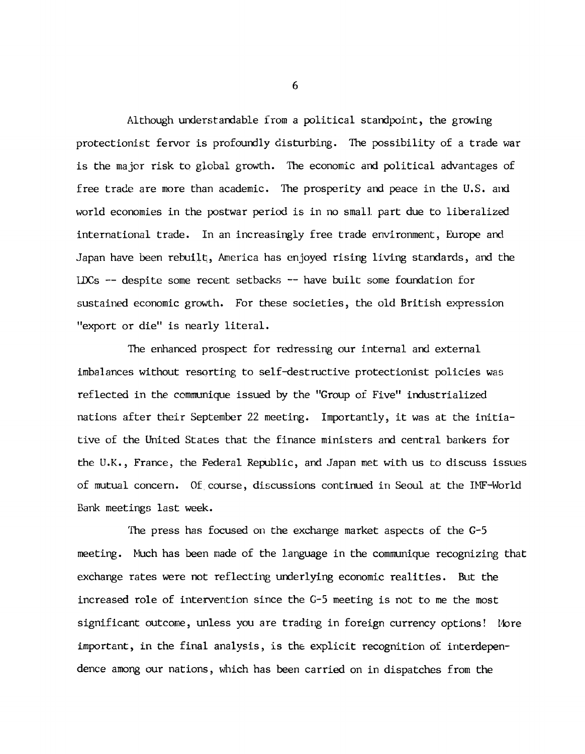Although understandable from a political standpoint, the growing protectionist fervor is profoundly disturbing. The possibility of a trade war is the major risk to global growth. The economic and political advantages of free trade are more than academic. The prosperity and peace in the U.S. and world economies in the postwar period is in no small part due to liberalized international trade. In an increasingly free trade environment, Europe and Japan have been rebuilt, America has enjoyed rising living standards, and the LDCs -- despite some recent setbacks -- have built some foundation for sustained economic growth. For these societies, the old British expression "export or die" is nearly literal.

The enhanced prospect for redressing our internal and external imbalances without resorting to self-destructive protectionist policies was reflected in the communique issued by the "Group of Five" industrialized nations after their September 22 meeting. Importantly, it was at the initiative of the United States that the finance ministers and central bankers for the U.K., France, the Federal Republic, and Japan met with us to discuss issues of mutual concern. Of course, discussions continued in Seoul at the IMF-World Bank meetings last week.

The press has focused on the exchange market aspects of the G-5 meeting. Much has been made of the language in the communique recognizing that exchange rates were not reflecting underlying economic realities. But the increased role of intervention since the G-5 meeting is not to me the most significant outcome, unless you are trading in foreign currency options! More important, in the final analysis, is the explicit recognition of interdependence among our nations, which has been carried on in dispatches from the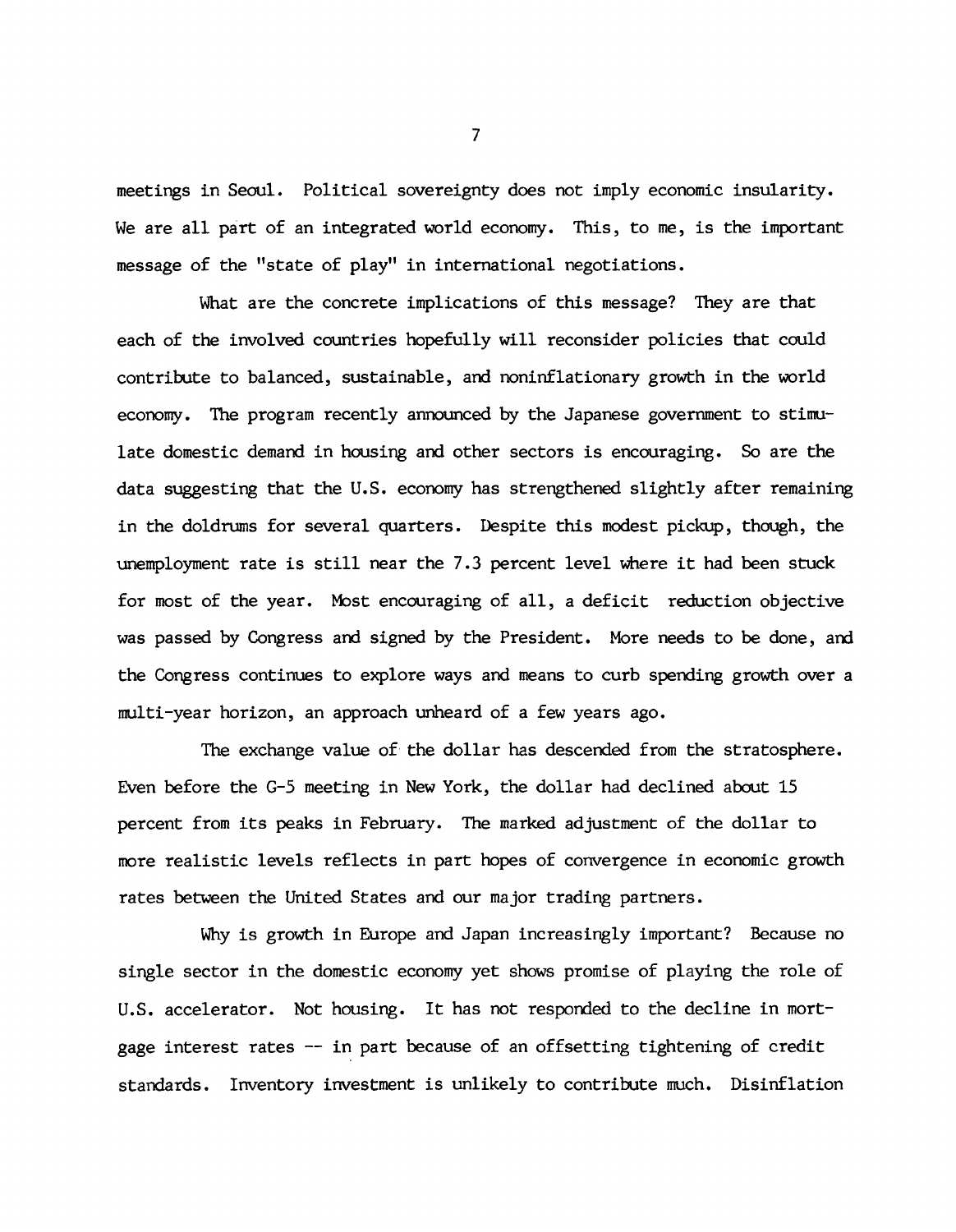meetings in Seoul. Political sovereignty does not imply economic insularity. We are all part of an integrated world economy. This, to me, is the important message of the "state of play" in international negotiations.

What are the concrete implications of this message? They are that each of the involved countries hopefully will reconsider policies that could contribute to balanced, sustainable, and noninflationary growth in the world economy. The program recently announced by the Japanese government to stimulate domestic demand in housing and other sectors is encouraging. So are the data suggesting that the U.S. economy has strengthened slightly after remaining in the doldrums for several quarters. Despite this modest pickup, though, the unemployment rate is still near the 7.3 percent level where it had been stuck for most of the year. Most encouraging of all, a deficit reduction objective was passed by Congress and signed by the President. More needs to be done, and the Congress continues to explore ways and means to curb spending growth over a multi-year horizon, an approach unheard of a few years ago.

The exchange value of the dollar has descended from the stratosphere. Even before the G-5 meeting in New York, the dollar had declined about 15 percent from its peaks in February. The marked adjustment of the dollar to more realistic levels reflects in part hopes of convergence in economic growth rates between the United States and our major trading partners.

Why is growth in Europe and Japan increasingly important? Because no single sector in the domestic economy yet shows promise of playing the role of U.S. accelerator. Not housing. It has not responded to the decline in mortgage interest rates -- in part because of an offsetting tightening of credit standards. Inventory investment is unlikely to contribute much. Disinflation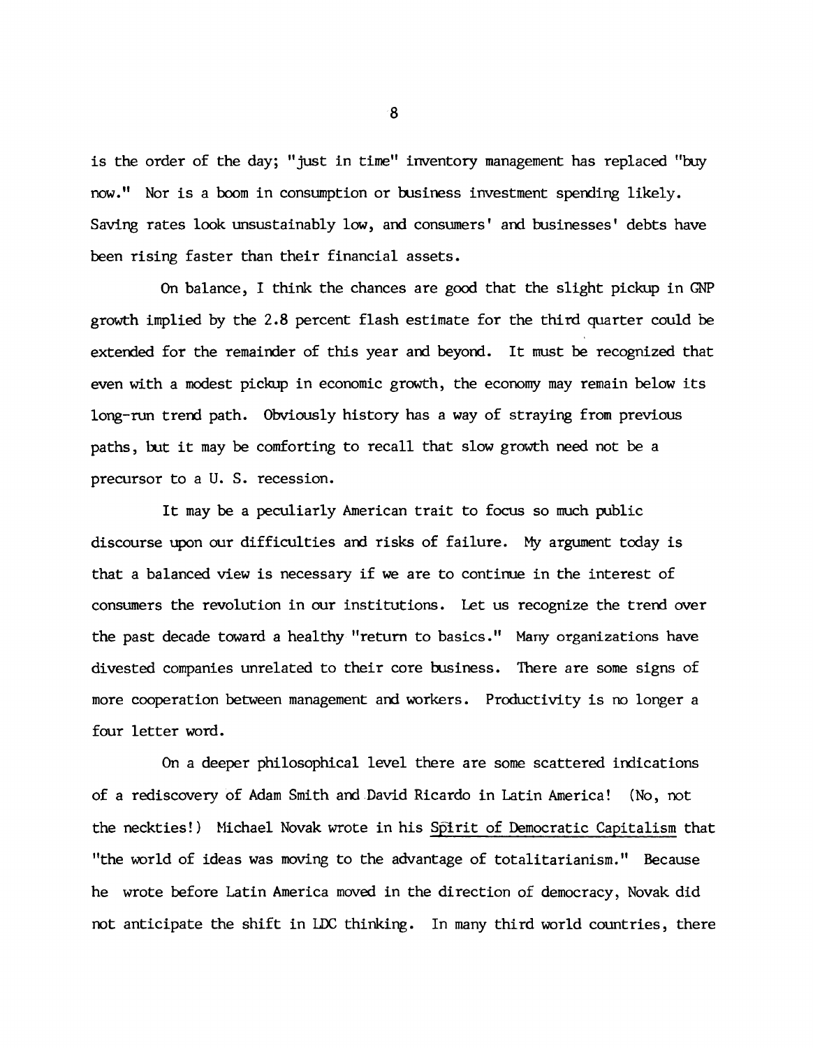is the order of the day; "just in time" inventory management has replaced "buy now." Nor is a boom in consumption or business investment spending likely. Saving rates look unsustainably low, and consumers' and businesses' debts have been rising faster than their financial assets.

On balance, I think the chances are good that the slight pickup in GNP growth implied by the 2.8 percent flash estimate for the third quarter could be extended for the remainder of this year and beyond. It must be recognized that even with a modest pickup in economic growth, the economy may remain below its long-run trend path. Obviously history has a way of straying from previous paths, but it may be comforting to recall that slow growth need not be a precursor to a U. S. recession.

It may be a peculiarly American trait to focus so much public discourse upon our difficulties and risks of failure. My argument today is that a balanced view is necessary if we are to continue in the interest of consumers the revolution in our institutions. Let us recognize the trend over the past decade toward a healthy "return to basics." Many organizations have divested companies unrelated to their core business. There are some signs of more cooperation between management and workers. Productivity is no longer a four letter word.

On a deeper philosophical level there are some scattered indications of a rediscovery of Adam Smith and David Ricardo in Latin America! (No, not the neckties!) Michael Novak wrote in his Spirit of Democratic Capitalism that "the world of ideas was moving to the advantage of totalitarianism." Because he wrote before Latin America moved in the direction of democracy, Novak did not anticipate the shift in LDC thinking. In many third world countries, there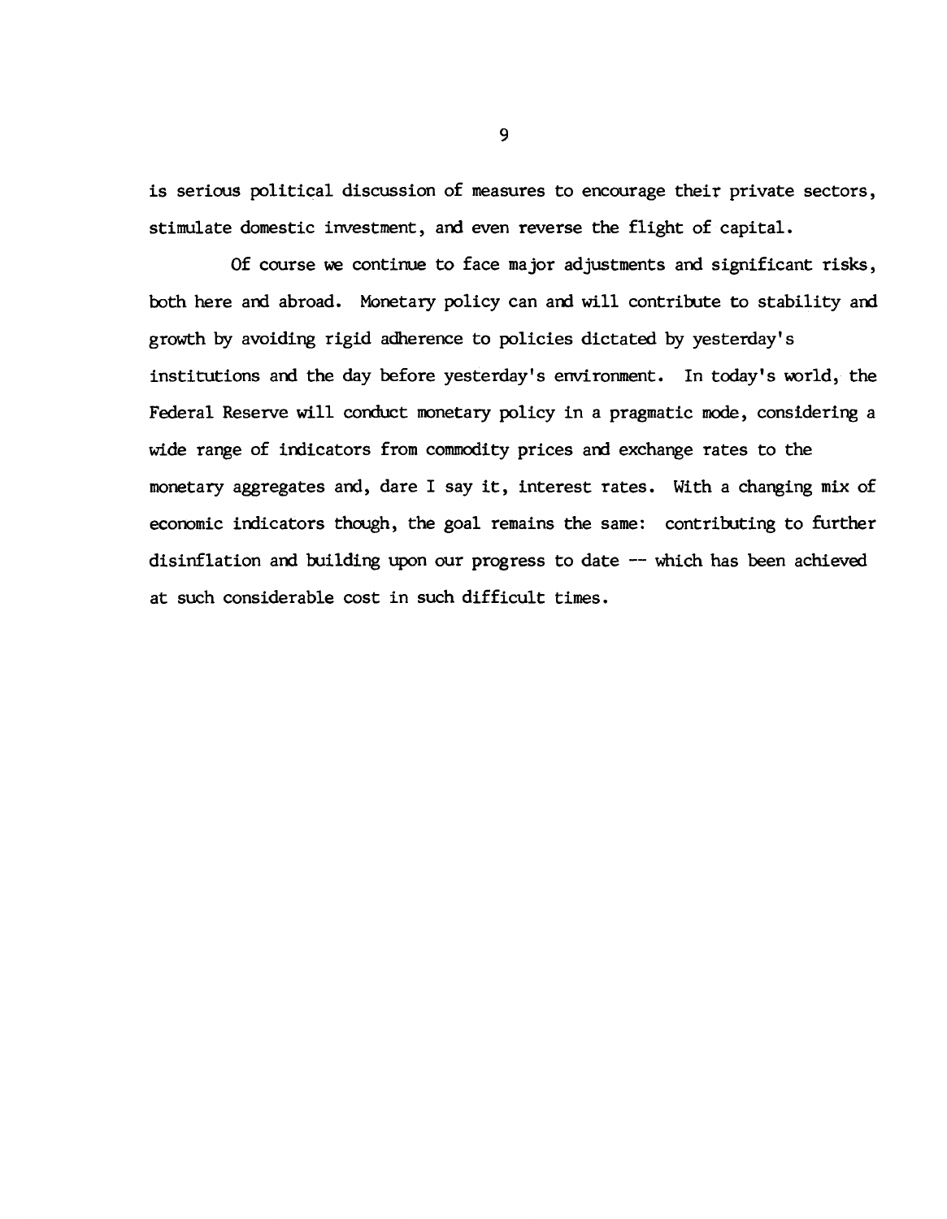is serious political discussion of measures to encourage their private sectors, stimulate domestic investment, and even reverse the flight of capital.

Of course we continue to face major adjustments and significant risks, both here and abroad. Monetary policy can and will contribute to stability and growth by avoiding rigid adherence to policies dictated by yesterday's institutions and the day before yesterday's environment. In today's world, the Federal Reserve will conduct monetary policy in a pragmatic mode, considering a wide range of indicators from commodity prices and exchange rates to the monetary aggregates and, dare I say it, interest rates. With a changing mix of economic indicators though, the goal remains the same: contributing to further disinflation and building upon our progress to date -- which has been achieved at such considerable cost in such difficult times.